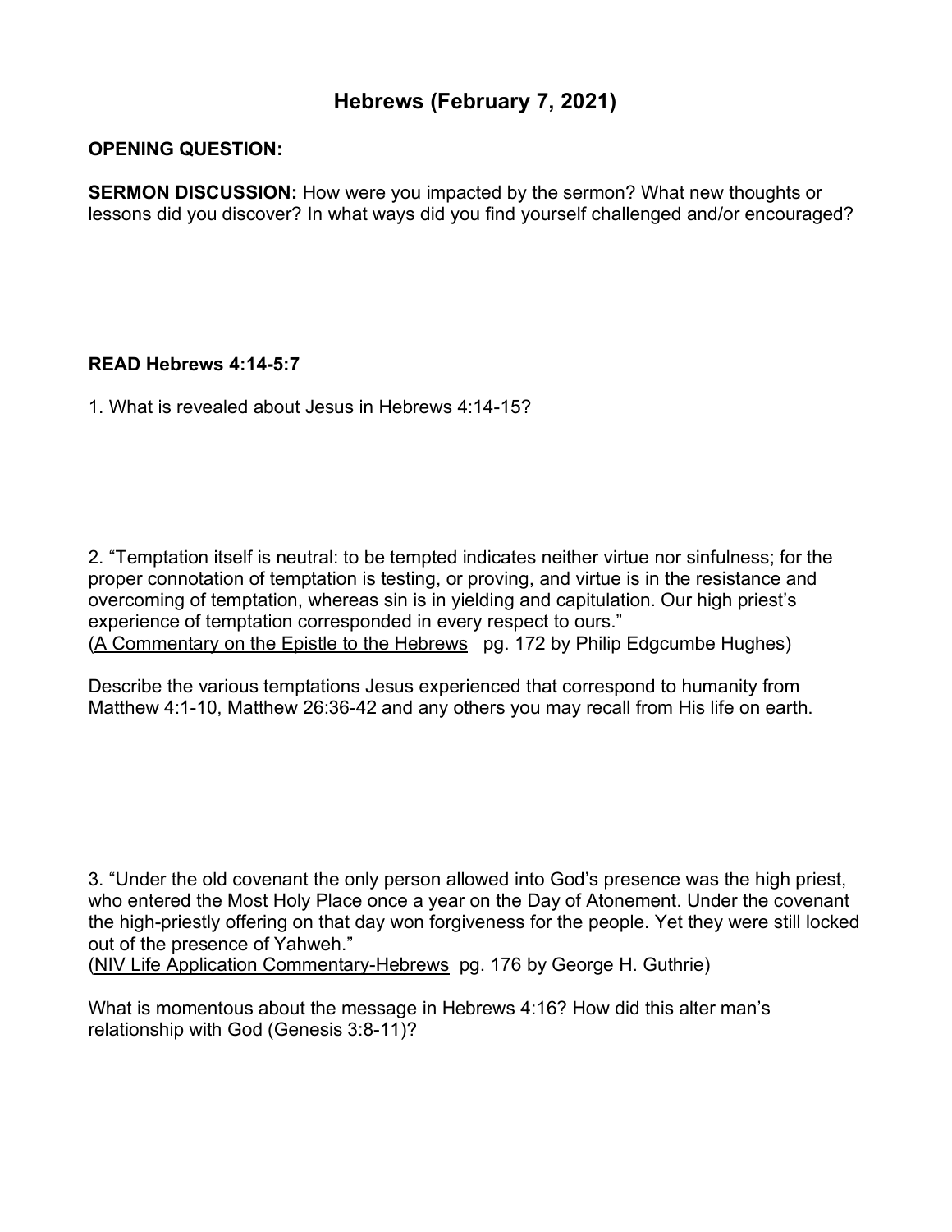# Hebrews (February 7, 2021)

**OPENING QUESTION:**

**SERMON DISCUSSION:** How were you impacted by the sermon? What new thoughts or lessons did you discover? In what ways did you find yourself challenged and/or encouraged?

**READ Hebrews 4:14-5:7**

1. What is revealed about Jesus in Hebrews 4:14-15?

2. "Temptation itself is neutral: to be tempted indicates neither virtue nor sinfulness; for the proper connotation of temptation is testing, or proving, and virtue is in the resistance and overcoming of temptation, whereas sin is in yielding and capitulation. Our high priest's experience of temptation corresponded in every respect to ours."
(<u>A Commentary on the Epistle to the Hebrews</u> pg. 172 by Philip Edgcumbe Hughes)

Describe the various temptations Jesus experienced that correspond to humanity from Matthew 4:1-10, Matthew 26:36-42 and any others you may recall from His life on earth.

3. "Under the old covenant the only person allowed into God's presence was the high priest, who entered the Most Holy Place once a year on the Day of Atonement. Under the covenant the high-priestly offering on that day won forgiveness for the people. Yet they were still locked out of the presence of Yahweh."
(<u>NIV Life Application Commentary-Hebrews</u> pg. 176 by George H. Guthrie)

What is momentous about the message in Hebrews 4:16? How did this alter man's relationship with God (Genesis 3:8-11)?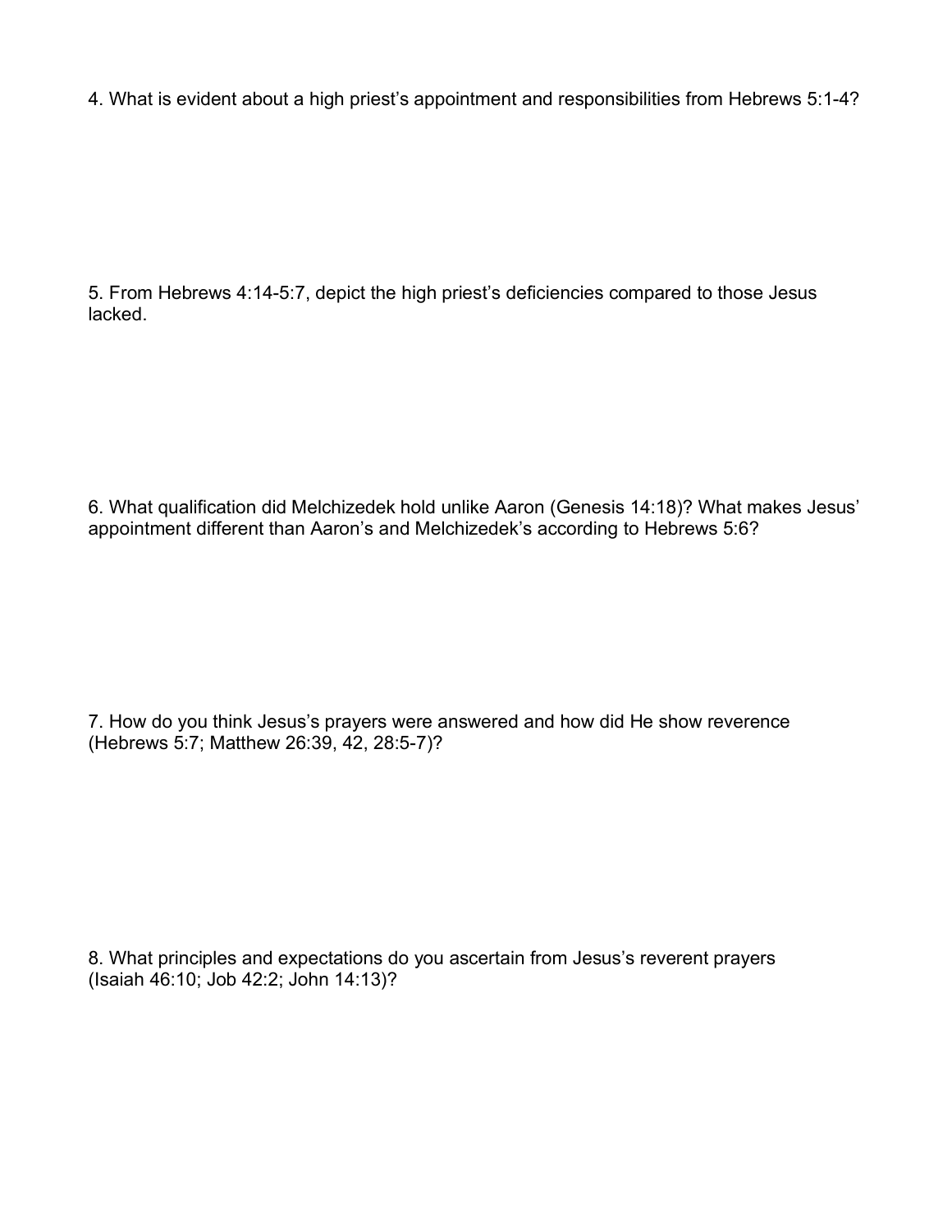4. What is evident about a high priest's appointment and responsibilities from Hebrews 5:1-4?

5. From Hebrews 4:14-5:7, depict the high priest's deficiencies compared to those Jesus lacked.

6. What qualification did Melchizedek hold unlike Aaron (Genesis 14:18)? What makes Jesus' appointment different than Aaron's and Melchizedek's according to Hebrews 5:6?

7. How do you think Jesus's prayers were answered and how did He show reverence (Hebrews 5:7; Matthew 26:39, 42, 28:5-7)?

8. What principles and expectations do you ascertain from Jesus's reverent prayers (Isaiah 46:10; Job 42:2; John 14:13)?